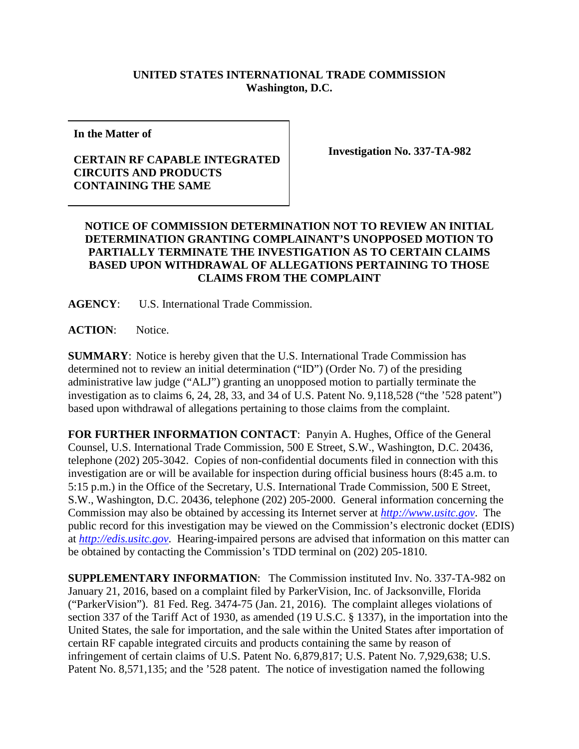**UNITED STATES INTERNATIONAL TRADE COMMISSION**
**Washington, D.C.**

| **In the Matter of**<br><br>**CERTAIN RF CAPABLE INTEGRATED CIRCUITS AND PRODUCTS CONTAINING THE SAME** | **Investigation No. 337-TA-982** |
|---|---|

**NOTICE OF COMMISSION DETERMINATION NOT TO REVIEW AN INITIAL DETERMINATION GRANTING COMPLAINANT'S UNOPPOSED MOTION TO PARTIALLY TERMINATE THE INVESTIGATION AS TO CERTAIN CLAIMS BASED UPON WITHDRAWAL OF ALLEGATIONS PERTAINING TO THOSE CLAIMS FROM THE COMPLAINT**

**AGENCY**: U.S. International Trade Commission.

**ACTION**: Notice.

**SUMMARY**: Notice is hereby given that the U.S. International Trade Commission has determined not to review an initial determination ("ID") (Order No. 7) of the presiding administrative law judge ("ALJ") granting an unopposed motion to partially terminate the investigation as to claims 6, 24, 28, 33, and 34 of U.S. Patent No. 9,118,528 ("the '528 patent") based upon withdrawal of allegations pertaining to those claims from the complaint.

**FOR FURTHER INFORMATION CONTACT**: Panyin A. Hughes, Office of the General Counsel, U.S. International Trade Commission, 500 E Street, S.W., Washington, D.C. 20436, telephone (202) 205-3042. Copies of non-confidential documents filed in connection with this investigation are or will be available for inspection during official business hours (8:45 a.m. to 5:15 p.m.) in the Office of the Secretary, U.S. International Trade Commission, 500 E Street, S.W., Washington, D.C. 20436, telephone (202) 205-2000. General information concerning the Commission may also be obtained by accessing its Internet server at *http://www.usitc.gov*. The public record for this investigation may be viewed on the Commission's electronic docket (EDIS) at *http://edis.usitc.gov*. Hearing-impaired persons are advised that information on this matter can be obtained by contacting the Commission's TDD terminal on (202) 205-1810.

**SUPPLEMENTARY INFORMATION**: The Commission instituted Inv. No. 337-TA-982 on January 21, 2016, based on a complaint filed by ParkerVision, Inc. of Jacksonville, Florida ("ParkerVision"). 81 Fed. Reg. 3474-75 (Jan. 21, 2016). The complaint alleges violations of section 337 of the Tariff Act of 1930, as amended (19 U.S.C. § 1337), in the importation into the United States, the sale for importation, and the sale within the United States after importation of certain RF capable integrated circuits and products containing the same by reason of infringement of certain claims of U.S. Patent No. 6,879,817; U.S. Patent No. 7,929,638; U.S. Patent No. 8,571,135; and the '528 patent. The notice of investigation named the following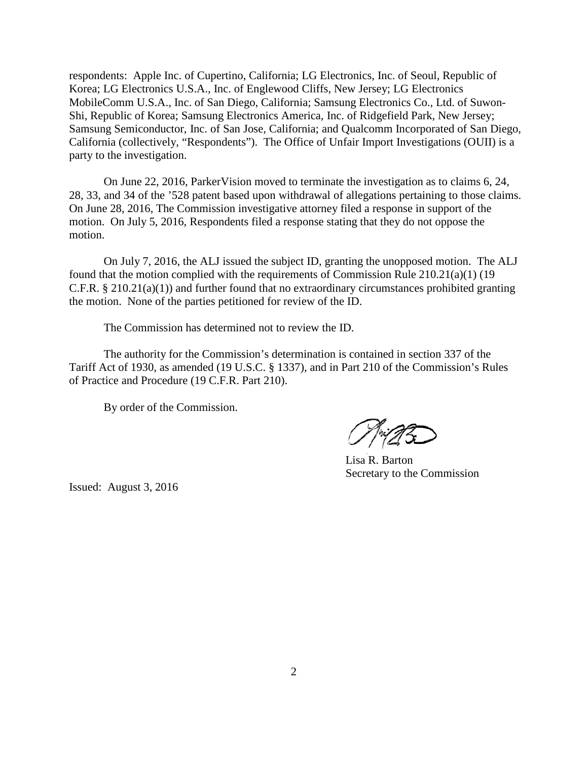respondents: Apple Inc. of Cupertino, California; LG Electronics, Inc. of Seoul, Republic of Korea; LG Electronics U.S.A., Inc. of Englewood Cliffs, New Jersey; LG Electronics MobileComm U.S.A., Inc. of San Diego, California; Samsung Electronics Co., Ltd. of Suwon-Shi, Republic of Korea; Samsung Electronics America, Inc. of Ridgefield Park, New Jersey; Samsung Semiconductor, Inc. of San Jose, California; and Qualcomm Incorporated of San Diego, California (collectively, "Respondents"). The Office of Unfair Import Investigations (OUII) is a party to the investigation.

On June 22, 2016, ParkerVision moved to terminate the investigation as to claims 6, 24, 28, 33, and 34 of the '528 patent based upon withdrawal of allegations pertaining to those claims. On June 28, 2016, The Commission investigative attorney filed a response in support of the motion. On July 5, 2016, Respondents filed a response stating that they do not oppose the motion.

On July 7, 2016, the ALJ issued the subject ID, granting the unopposed motion. The ALJ found that the motion complied with the requirements of Commission Rule 210.21(a)(1) (19 C.F.R. § 210.21(a)(1)) and further found that no extraordinary circumstances prohibited granting the motion. None of the parties petitioned for review of the ID.

The Commission has determined not to review the ID.

The authority for the Commission's determination is contained in section 337 of the Tariff Act of 1930, as amended (19 U.S.C. § 1337), and in Part 210 of the Commission's Rules of Practice and Procedure (19 C.F.R. Part 210).

By order of the Commission.

Lisa R. Barton
Secretary to the Commission

Issued: August 3, 2016